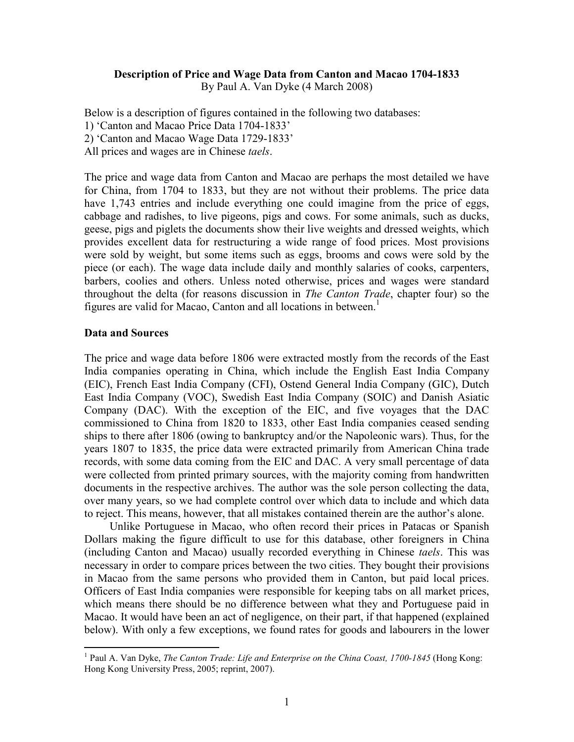**Description of Price and Wage Data from Canton and Macao 1704-1833**
By Paul A. Van Dyke (4 March 2008)

Below is a description of figures contained in the following two databases:
1) 'Canton and Macao Price Data 1704-1833'
2) 'Canton and Macao Wage Data 1729-1833'
All prices and wages are in Chinese *taels*.

The price and wage data from Canton and Macao are perhaps the most detailed we have for China, from 1704 to 1833, but they are not without their problems. The price data have 1,743 entries and include everything one could imagine from the price of eggs, cabbage and radishes, to live pigeons, pigs and cows. For some animals, such as ducks, geese, pigs and piglets the documents show their live weights and dressed weights, which provides excellent data for restructuring a wide range of food prices. Most provisions were sold by weight, but some items such as eggs, brooms and cows were sold by the piece (or each). The wage data include daily and monthly salaries of cooks, carpenters, barbers, coolies and others. Unless noted otherwise, prices and wages were standard throughout the delta (for reasons discussion in *The Canton Trade*, chapter four) so the figures are valid for Macao, Canton and all locations in between.[1]

## Data and Sources

The price and wage data before 1806 were extracted mostly from the records of the East India companies operating in China, which include the English East India Company (EIC), French East India Company (CFI), Ostend General India Company (GIC), Dutch East India Company (VOC), Swedish East India Company (SOIC) and Danish Asiatic Company (DAC). With the exception of the EIC, and five voyages that the DAC commissioned to China from 1820 to 1833, other East India companies ceased sending ships to there after 1806 (owing to bankruptcy and/or the Napoleonic wars). Thus, for the years 1807 to 1835, the price data were extracted primarily from American China trade records, with some data coming from the EIC and DAC. A very small percentage of data were collected from printed primary sources, with the majority coming from handwritten documents in the respective archives. The author was the sole person collecting the data, over many years, so we had complete control over which data to include and which data to reject. This means, however, that all mistakes contained therein are the author's alone.

Unlike Portuguese in Macao, who often record their prices in Patacas or Spanish Dollars making the figure difficult to use for this database, other foreigners in China (including Canton and Macao) usually recorded everything in Chinese *taels*. This was necessary in order to compare prices between the two cities. They bought their provisions in Macao from the same persons who provided them in Canton, but paid local prices. Officers of East India companies were responsible for keeping tabs on all market prices, which means there should be no difference between what they and Portuguese paid in Macao. It would have been an act of negligence, on their part, if that happened (explained below). With only a few exceptions, we found rates for goods and labourers in the lower

---

[1] Paul A. Van Dyke, *The Canton Trade: Life and Enterprise on the China Coast, 1700-1845* (Hong Kong: Hong Kong University Press, 2005; reprint, 2007).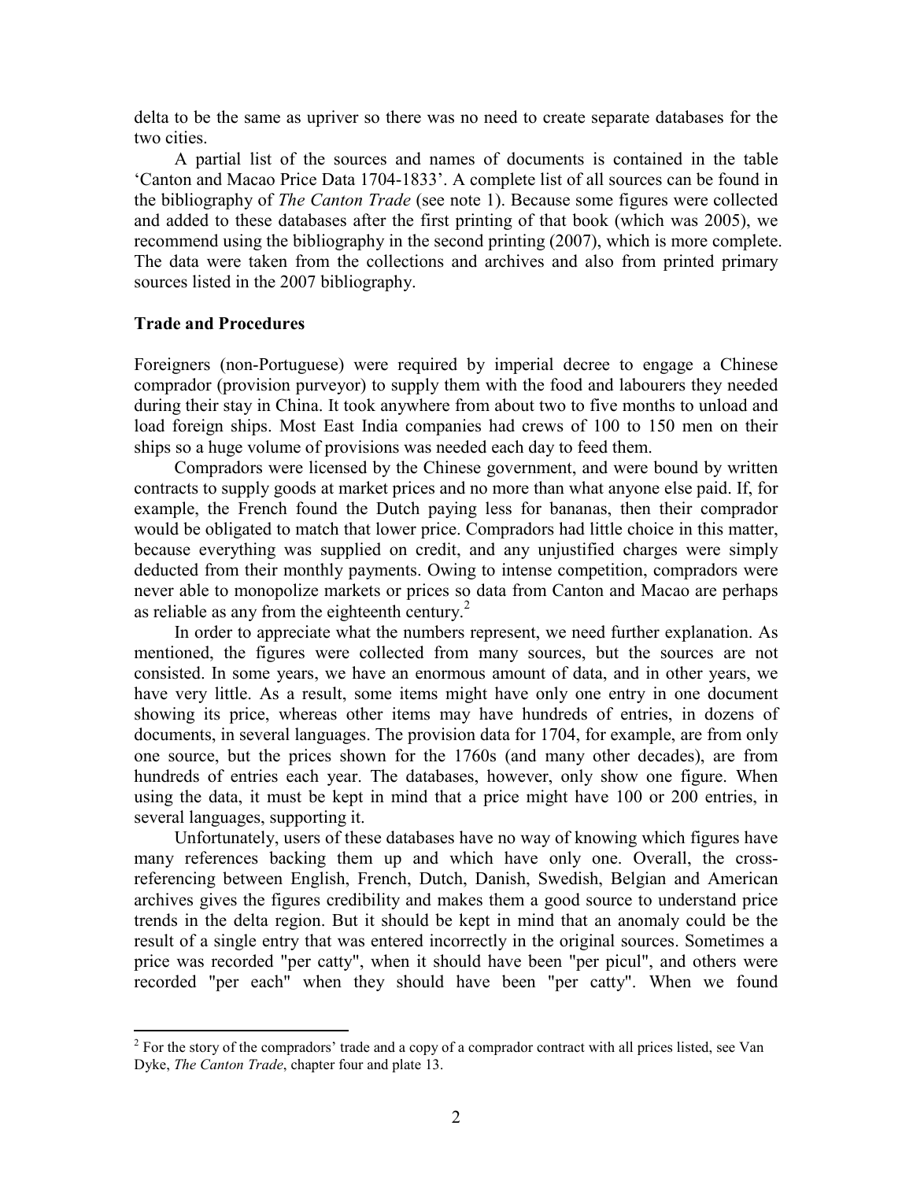delta to be the same as upriver so there was no need to create separate databases for the two cities.

A partial list of the sources and names of documents is contained in the table 'Canton and Macao Price Data 1704-1833'. A complete list of all sources can be found in the bibliography of *The Canton Trade* (see note 1). Because some figures were collected and added to these databases after the first printing of that book (which was 2005), we recommend using the bibliography in the second printing (2007), which is more complete. The data were taken from the collections and archives and also from printed primary sources listed in the 2007 bibliography.

**Trade and Procedures**

Foreigners (non-Portuguese) were required by imperial decree to engage a Chinese comprador (provision purveyor) to supply them with the food and labourers they needed during their stay in China. It took anywhere from about two to five months to unload and load foreign ships. Most East India companies had crews of 100 to 150 men on their ships so a huge volume of provisions was needed each day to feed them.

Compradors were licensed by the Chinese government, and were bound by written contracts to supply goods at market prices and no more than what anyone else paid. If, for example, the French found the Dutch paying less for bananas, then their comprador would be obligated to match that lower price. Compradors had little choice in this matter, because everything was supplied on credit, and any unjustified charges were simply deducted from their monthly payments. Owing to intense competition, compradors were never able to monopolize markets or prices so data from Canton and Macao are perhaps as reliable as any from the eighteenth century.[2]

In order to appreciate what the numbers represent, we need further explanation. As mentioned, the figures were collected from many sources, but the sources are not consisted. In some years, we have an enormous amount of data, and in other years, we have very little. As a result, some items might have only one entry in one document showing its price, whereas other items may have hundreds of entries, in dozens of documents, in several languages. The provision data for 1704, for example, are from only one source, but the prices shown for the 1760s (and many other decades), are from hundreds of entries each year. The databases, however, only show one figure. When using the data, it must be kept in mind that a price might have 100 or 200 entries, in several languages, supporting it.

Unfortunately, users of these databases have no way of knowing which figures have many references backing them up and which have only one. Overall, the cross-referencing between English, French, Dutch, Danish, Swedish, Belgian and American archives gives the figures credibility and makes them a good source to understand price trends in the delta region. But it should be kept in mind that an anomaly could be the result of a single entry that was entered incorrectly in the original sources. Sometimes a price was recorded "per catty", when it should have been "per picul", and others were recorded "per each" when they should have been "per catty". When we found

[2] For the story of the compradors' trade and a copy of a comprador contract with all prices listed, see Van Dyke, *The Canton Trade*, chapter four and plate 13.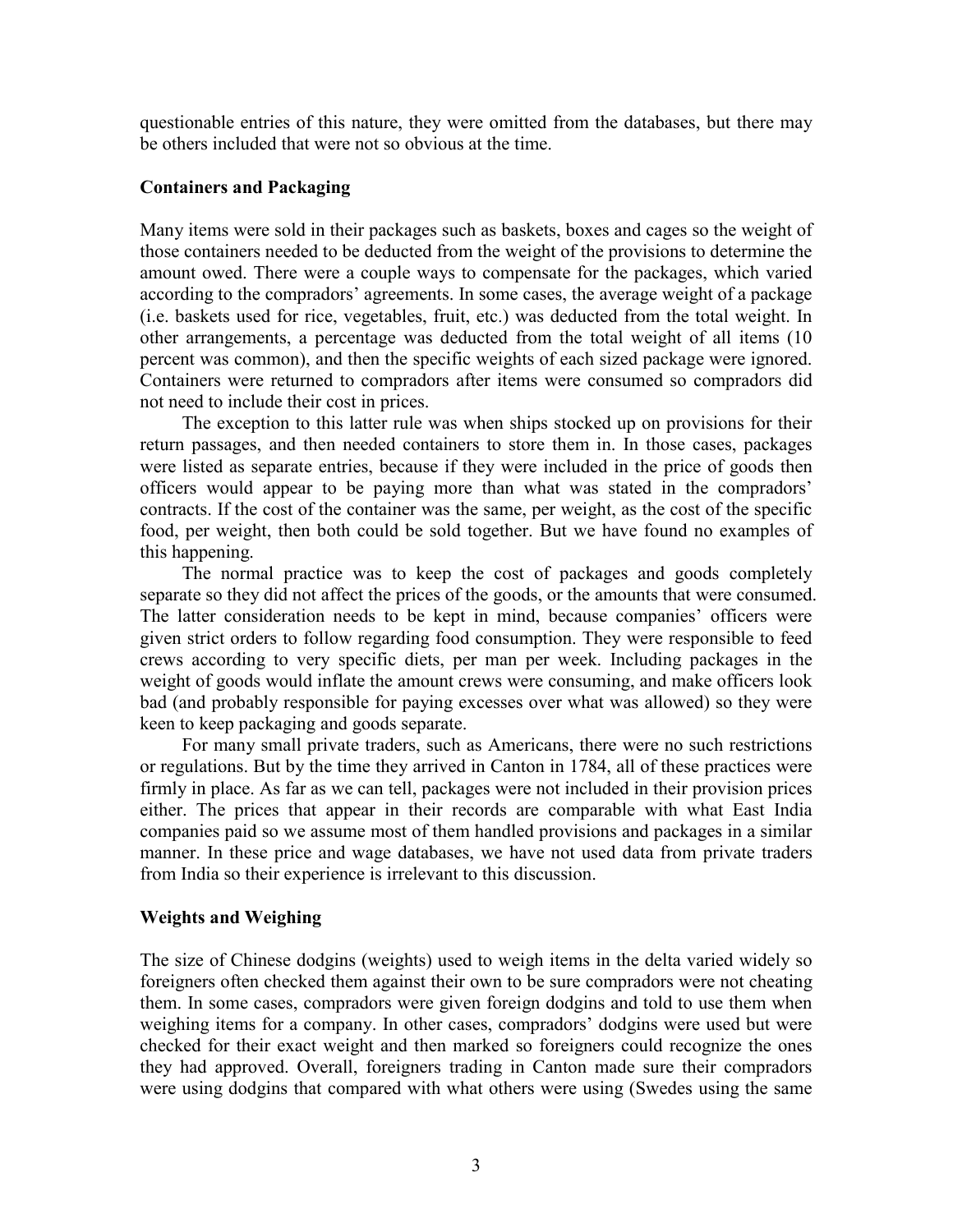questionable entries of this nature, they were omitted from the databases, but there may be others included that were not so obvious at the time.

### Containers and Packaging

Many items were sold in their packages such as baskets, boxes and cages so the weight of those containers needed to be deducted from the weight of the provisions to determine the amount owed. There were a couple ways to compensate for the packages, which varied according to the compradors' agreements. In some cases, the average weight of a package (i.e. baskets used for rice, vegetables, fruit, etc.) was deducted from the total weight. In other arrangements, a percentage was deducted from the total weight of all items (10 percent was common), and then the specific weights of each sized package were ignored. Containers were returned to compradors after items were consumed so compradors did not need to include their cost in prices.

The exception to this latter rule was when ships stocked up on provisions for their return passages, and then needed containers to store them in. In those cases, packages were listed as separate entries, because if they were included in the price of goods then officers would appear to be paying more than what was stated in the compradors' contracts. If the cost of the container was the same, per weight, as the cost of the specific food, per weight, then both could be sold together. But we have found no examples of this happening.

The normal practice was to keep the cost of packages and goods completely separate so they did not affect the prices of the goods, or the amounts that were consumed. The latter consideration needs to be kept in mind, because companies' officers were given strict orders to follow regarding food consumption. They were responsible to feed crews according to very specific diets, per man per week. Including packages in the weight of goods would inflate the amount crews were consuming, and make officers look bad (and probably responsible for paying excesses over what was allowed) so they were keen to keep packaging and goods separate.

For many small private traders, such as Americans, there were no such restrictions or regulations. But by the time they arrived in Canton in 1784, all of these practices were firmly in place. As far as we can tell, packages were not included in their provision prices either. The prices that appear in their records are comparable with what East India companies paid so we assume most of them handled provisions and packages in a similar manner. In these price and wage databases, we have not used data from private traders from India so their experience is irrelevant to this discussion.

### Weights and Weighing

The size of Chinese dodgins (weights) used to weigh items in the delta varied widely so foreigners often checked them against their own to be sure compradors were not cheating them. In some cases, compradors were given foreign dodgins and told to use them when weighing items for a company. In other cases, compradors' dodgins were used but were checked for their exact weight and then marked so foreigners could recognize the ones they had approved. Overall, foreigners trading in Canton made sure their compradors were using dodgins that compared with what others were using (Swedes using the same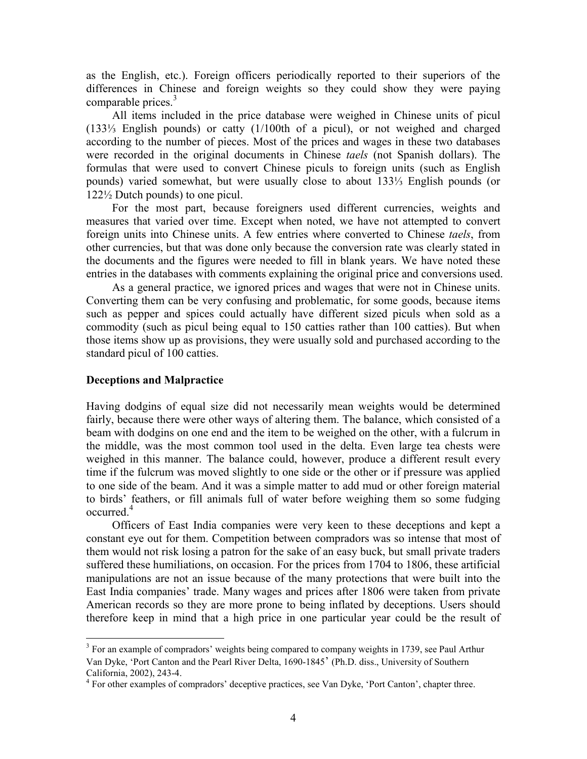as the English, etc.). Foreign officers periodically reported to their superiors of the differences in Chinese and foreign weights so they could show they were paying comparable prices.[3]

All items included in the price database were weighed in Chinese units of picul (133⅓ English pounds) or catty (1/100th of a picul), or not weighed and charged according to the number of pieces. Most of the prices and wages in these two databases were recorded in the original documents in Chinese *taels* (not Spanish dollars). The formulas that were used to convert Chinese piculs to foreign units (such as English pounds) varied somewhat, but were usually close to about 133⅓ English pounds (or 122½ Dutch pounds) to one picul.

For the most part, because foreigners used different currencies, weights and measures that varied over time. Except when noted, we have not attempted to convert foreign units into Chinese units. A few entries where converted to Chinese *taels*, from other currencies, but that was done only because the conversion rate was clearly stated in the documents and the figures were needed to fill in blank years. We have noted these entries in the databases with comments explaining the original price and conversions used.

As a general practice, we ignored prices and wages that were not in Chinese units. Converting them can be very confusing and problematic, for some goods, because items such as pepper and spices could actually have different sized piculs when sold as a commodity (such as picul being equal to 150 catties rather than 100 catties). But when those items show up as provisions, they were usually sold and purchased according to the standard picul of 100 catties.

## Deceptions and Malpractice

Having dodgins of equal size did not necessarily mean weights would be determined fairly, because there were other ways of altering them. The balance, which consisted of a beam with dodgins on one end and the item to be weighed on the other, with a fulcrum in the middle, was the most common tool used in the delta. Even large tea chests were weighed in this manner. The balance could, however, produce a different result every time if the fulcrum was moved slightly to one side or the other or if pressure was applied to one side of the beam. And it was a simple matter to add mud or other foreign material to birds' feathers, or fill animals full of water before weighing them so some fudging occurred.[4]

Officers of East India companies were very keen to these deceptions and kept a constant eye out for them. Competition between compradors was so intense that most of them would not risk losing a patron for the sake of an easy buck, but small private traders suffered these humiliations, on occasion. For the prices from 1704 to 1806, these artificial manipulations are not an issue because of the many protections that were built into the East India companies' trade. Many wages and prices after 1806 were taken from private American records so they are more prone to being inflated by deceptions. Users should therefore keep in mind that a high price in one particular year could be the result of

---

[3] For an example of compradors' weights being compared to company weights in 1739, see Paul Arthur Van Dyke, 'Port Canton and the Pearl River Delta, 1690-1845' (Ph.D. diss., University of Southern California, 2002), 243-4.

[4] For other examples of compradors' deceptive practices, see Van Dyke, 'Port Canton', chapter three.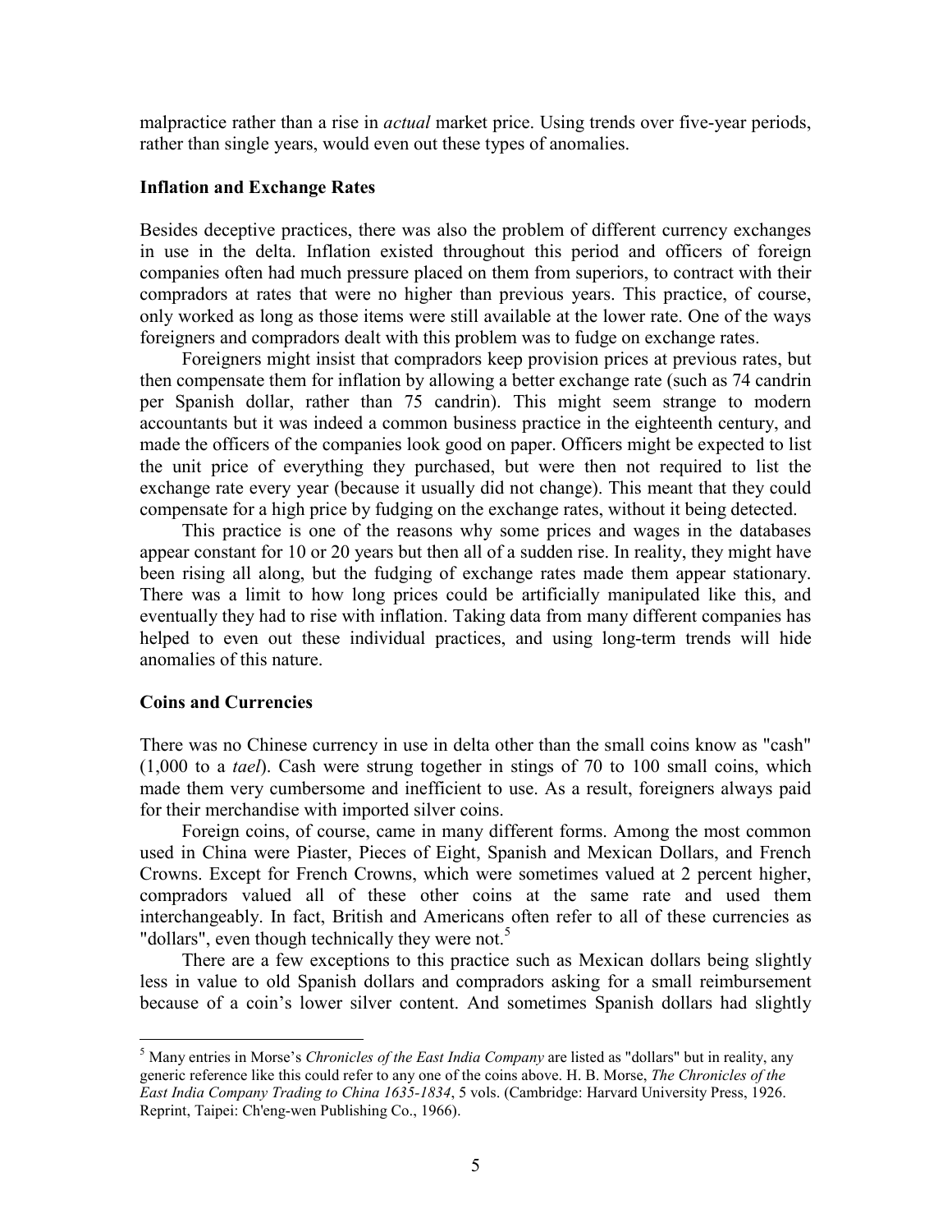malpractice rather than a rise in *actual* market price. Using trends over five-year periods, rather than single years, would even out these types of anomalies.

### Inflation and Exchange Rates

Besides deceptive practices, there was also the problem of different currency exchanges in use in the delta. Inflation existed throughout this period and officers of foreign companies often had much pressure placed on them from superiors, to contract with their compradors at rates that were no higher than previous years. This practice, of course, only worked as long as those items were still available at the lower rate. One of the ways foreigners and compradors dealt with this problem was to fudge on exchange rates.

Foreigners might insist that compradors keep provision prices at previous rates, but then compensate them for inflation by allowing a better exchange rate (such as 74 candrin per Spanish dollar, rather than 75 candrin). This might seem strange to modern accountants but it was indeed a common business practice in the eighteenth century, and made the officers of the companies look good on paper. Officers might be expected to list the unit price of everything they purchased, but were then not required to list the exchange rate every year (because it usually did not change). This meant that they could compensate for a high price by fudging on the exchange rates, without it being detected.

This practice is one of the reasons why some prices and wages in the databases appear constant for 10 or 20 years but then all of a sudden rise. In reality, they might have been rising all along, but the fudging of exchange rates made them appear stationary. There was a limit to how long prices could be artificially manipulated like this, and eventually they had to rise with inflation. Taking data from many different companies has helped to even out these individual practices, and using long-term trends will hide anomalies of this nature.

### Coins and Currencies

There was no Chinese currency in use in delta other than the small coins know as "cash" (1,000 to a *tael*). Cash were strung together in stings of 70 to 100 small coins, which made them very cumbersome and inefficient to use. As a result, foreigners always paid for their merchandise with imported silver coins.

Foreign coins, of course, came in many different forms. Among the most common used in China were Piaster, Pieces of Eight, Spanish and Mexican Dollars, and French Crowns. Except for French Crowns, which were sometimes valued at 2 percent higher, compradors valued all of these other coins at the same rate and used them interchangeably. In fact, British and Americans often refer to all of these currencies as "dollars", even though technically they were not.[5]

There are a few exceptions to this practice such as Mexican dollars being slightly less in value to old Spanish dollars and compradors asking for a small reimbursement because of a coin's lower silver content. And sometimes Spanish dollars had slightly

---

[5] Many entries in Morse's *Chronicles of the East India Company* are listed as "dollars" but in reality, any generic reference like this could refer to any one of the coins above. H. B. Morse, *The Chronicles of the East India Company Trading to China 1635-1834*, 5 vols. (Cambridge: Harvard University Press, 1926. Reprint, Taipei: Ch'eng-wen Publishing Co., 1966).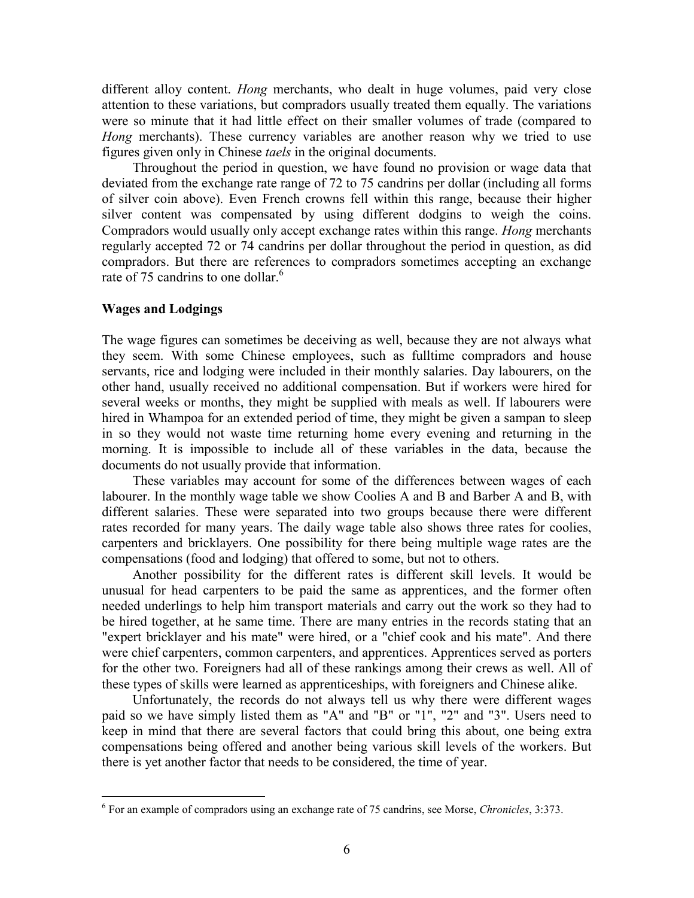different alloy content. *Hong* merchants, who dealt in huge volumes, paid very close attention to these variations, but compradors usually treated them equally. The variations were so minute that it had little effect on their smaller volumes of trade (compared to *Hong* merchants). These currency variables are another reason why we tried to use figures given only in Chinese *taels* in the original documents.

Throughout the period in question, we have found no provision or wage data that deviated from the exchange rate range of 72 to 75 candrins per dollar (including all forms of silver coin above). Even French crowns fell within this range, because their higher silver content was compensated by using different dodgins to weigh the coins. Compradors would usually only accept exchange rates within this range. *Hong* merchants regularly accepted 72 or 74 candrins per dollar throughout the period in question, as did compradors. But there are references to compradors sometimes accepting an exchange rate of 75 candrins to one dollar.[6]

### Wages and Lodgings

The wage figures can sometimes be deceiving as well, because they are not always what they seem. With some Chinese employees, such as fulltime compradors and house servants, rice and lodging were included in their monthly salaries. Day labourers, on the other hand, usually received no additional compensation. But if workers were hired for several weeks or months, they might be supplied with meals as well. If labourers were hired in Whampoa for an extended period of time, they might be given a sampan to sleep in so they would not waste time returning home every evening and returning in the morning. It is impossible to include all of these variables in the data, because the documents do not usually provide that information.

These variables may account for some of the differences between wages of each labourer. In the monthly wage table we show Coolies A and B and Barber A and B, with different salaries. These were separated into two groups because there were different rates recorded for many years. The daily wage table also shows three rates for coolies, carpenters and bricklayers. One possibility for there being multiple wage rates are the compensations (food and lodging) that offered to some, but not to others.

Another possibility for the different rates is different skill levels. It would be unusual for head carpenters to be paid the same as apprentices, and the former often needed underlings to help him transport materials and carry out the work so they had to be hired together, at he same time. There are many entries in the records stating that an "expert bricklayer and his mate" were hired, or a "chief cook and his mate". And there were chief carpenters, common carpenters, and apprentices. Apprentices served as porters for the other two. Foreigners had all of these rankings among their crews as well. All of these types of skills were learned as apprenticeships, with foreigners and Chinese alike.

Unfortunately, the records do not always tell us why there were different wages paid so we have simply listed them as "A" and "B" or "1", "2" and "3". Users need to keep in mind that there are several factors that could bring this about, one being extra compensations being offered and another being various skill levels of the workers. But there is yet another factor that needs to be considered, the time of year.

---

[6] For an example of compradors using an exchange rate of 75 candrins, see Morse, *Chronicles*, 3:373.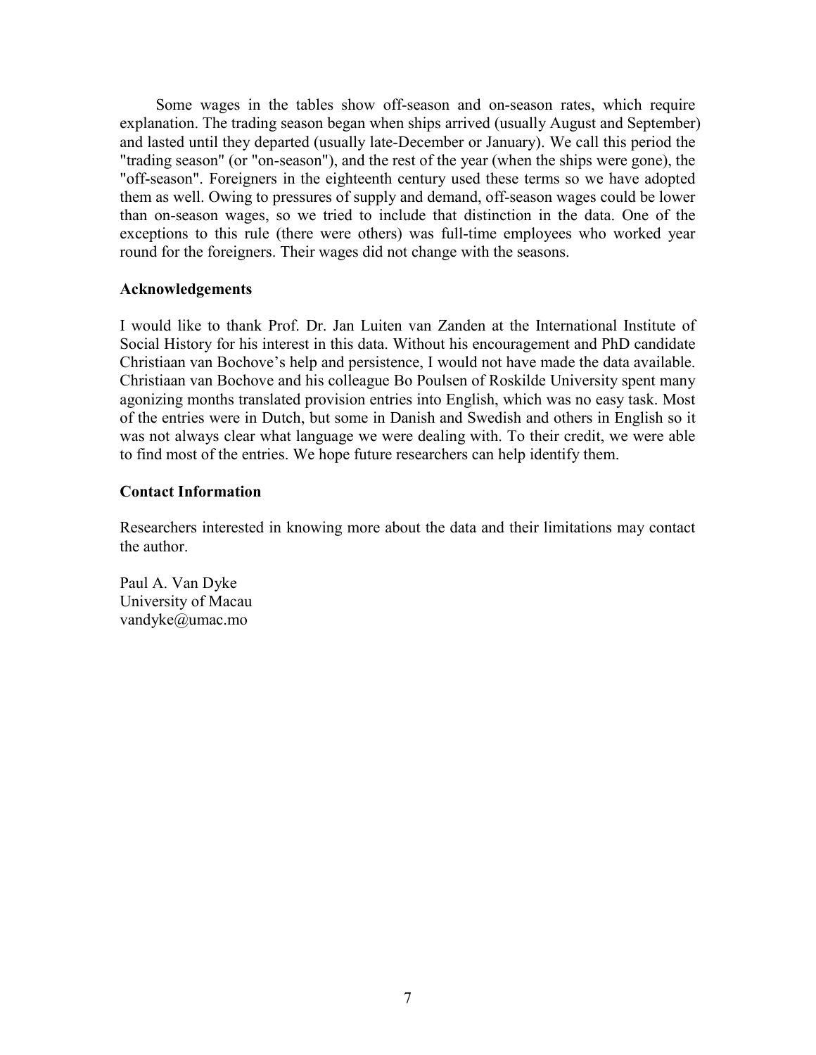Some wages in the tables show off-season and on-season rates, which require explanation. The trading season began when ships arrived (usually August and September) and lasted until they departed (usually late-December or January). We call this period the "trading season" (or "on-season"), and the rest of the year (when the ships were gone), the "off-season". Foreigners in the eighteenth century used these terms so we have adopted them as well. Owing to pressures of supply and demand, off-season wages could be lower than on-season wages, so we tried to include that distinction in the data. One of the exceptions to this rule (there were others) was full-time employees who worked year round for the foreigners. Their wages did not change with the seasons.

### Acknowledgements

I would like to thank Prof. Dr. Jan Luiten van Zanden at the International Institute of Social History for his interest in this data. Without his encouragement and PhD candidate Christiaan van Bochove's help and persistence, I would not have made the data available. Christiaan van Bochove and his colleague Bo Poulsen of Roskilde University spent many agonizing months translated provision entries into English, which was no easy task. Most of the entries were in Dutch, but some in Danish and Swedish and others in English so it was not always clear what language we were dealing with. To their credit, we were able to find most of the entries. We hope future researchers can help identify them.

### Contact Information

Researchers interested in knowing more about the data and their limitations may contact the author.

Paul A. Van Dyke  
University of Macau  
vandyke@umac.mo